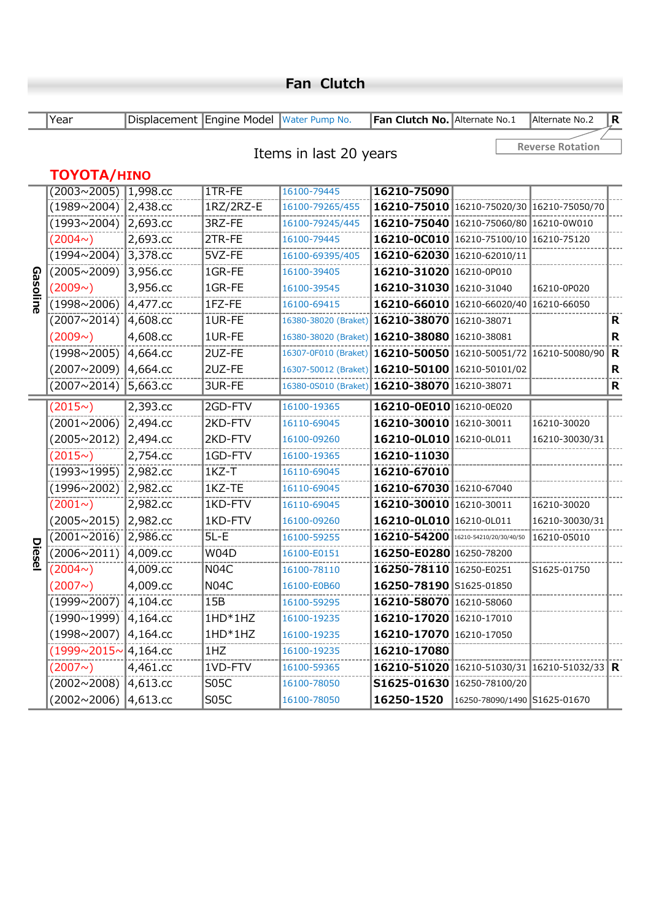# Fan Clutch

Items in last 20 years

Reverse Rotation

## TOYOTA/HINO

| | Year | Displacement | Engine Model | Water Pump No. | Fan Clutch No. | Alternate No.1 | Alternate No.2 | R |
|---|---|---|---|---|---|---|---|---|
| Gasoline | (2003~2005) | 1,998.cc | 1TR-FE | 16100-79445 | **16210-75090** | | | |
| | (1989~2004) | 2,438.cc | 1RZ/2RZ-E | 16100-79265/455 | **16210-75010** | 16210-75020/30 | 16210-75050/70 | |
| | (1993~2004) | 2,693.cc | 3RZ-FE | 16100-79245/445 | **16210-75040** | 16210-75060/80 | 16210-0W010 | |
| | (2004~) | 2,693.cc | 2TR-FE | 16100-79445 | **16210-0C010** | 16210-75100/10 | 16210-75120 | |
| | (1994~2004) | 3,378.cc | 5VZ-FE | 16100-69395/405 | **16210-62030** | 16210-62010/11 | | |
| | (2005~2009) | 3,956.cc | 1GR-FE | 16100-39405 | **16210-31020** | 16210-0P010 | | |
| | (2009~) | 3,956.cc | 1GR-FE | 16100-39545 | **16210-31030** | 16210-31040 | 16210-0P020 | |
| | (1998~2006) | 4,477.cc | 1FZ-FE | 16100-69415 | **16210-66010** | 16210-66020/40 | 16210-66050 | |
| | (2007~2014) | 4,608.cc | 1UR-FE | 16380-38020 (Braket) | **16210-38070** | 16210-38071 | | **R** |
| | (2009~) | 4,608.cc | 1UR-FE | 16380-38020 (Braket) | **16210-38080** | 16210-38081 | | **R** |
| | (1998~2005) | 4,664.cc | 2UZ-FE | 16307-0F010 (Braket) | **16210-50050** | 16210-50051/72 | 16210-50080/90 | **R** |
| | (2007~2009) | 4,664.cc | 2UZ-FE | 16307-50012 (Braket) | **16210-50100** | 16210-50101/02 | | **R** |
| | (2007~2014) | 5,663.cc | 3UR-FE | 16380-0S010 (Braket) | **16210-38070** | 16210-38071 | | **R** |
| Diesel | (2015~) | 2,393.cc | 2GD-FTV | 16100-19365 | **16210-0E010** | 16210-0E020 | | |
| | (2001~2006) | 2,494.cc | 2KD-FTV | 16110-69045 | **16210-30010** | 16210-30011 | 16210-30020 | |
| | (2005~2012) | 2,494.cc | 2KD-FTV | 16100-09260 | **16210-0L010** | 16210-0L011 | 16210-30030/31 | |
| | (2015~) | 2,754.cc | 1GD-FTV | 16100-19365 | **16210-11030** | | | |
| | (1993~1995) | 2,982.cc | 1KZ-T | 16110-69045 | **16210-67010** | | | |
| | (1996~2002) | 2,982.cc | 1KZ-TE | 16110-69045 | **16210-67030** | 16210-67040 | | |
| | (2001~) | 2,982.cc | 1KD-FTV | 16110-69045 | **16210-30010** | 16210-30011 | 16210-30020 | |
| | (2005~2015) | 2,982.cc | 1KD-FTV | 16100-09260 | **16210-0L010** | 16210-0L011 | 16210-30030/31 | |
| | (2001~2016) | 2,986.cc | 5L-E | 16100-59255 | **16210-54200** | 16210-54210/20/30/40/50 | 16210-05010 | |
| | (2006~2011) | 4,009.cc | W04D | 16100-E0151 | **16250-E0280** | 16250-78200 | | |
| | (2004~) | 4,009.cc | N04C | 16100-78110 | **16250-78110** | 16250-E0251 | S1625-01750 | |
| | (2007~) | 4,009.cc | N04C | 16100-E0B60 | **16250-78190** | S1625-01850 | | |
| | (1999~2007) | 4,104.cc | 15B | 16100-59295 | **16210-58070** | 16210-58060 | | |
| | (1990~1999) | 4,164.cc | 1HD*1HZ | 16100-19235 | **16210-17020** | 16210-17010 | | |
| | (1998~2007) | 4,164.cc | 1HD*1HZ | 16100-19235 | **16210-17070** | 16210-17050 | | |
| | (1999~2015~ | 4,164.cc | 1HZ | 16100-19235 | **16210-17080** | | | |
| | (2007~) | 4,461.cc | 1VD-FTV | 16100-59365 | **16210-51020** | 16210-51030/31 | 16210-51032/33 | **R** |
| | (2002~2008) | 4,613.cc | S05C | 16100-78050 | **S1625-01630** | 16250-78100/20 | | |
| | (2002~2006) | 4,613.cc | S05C | 16100-78050 | **16250-1520** | 16250-78090/1490 | S1625-01670 | |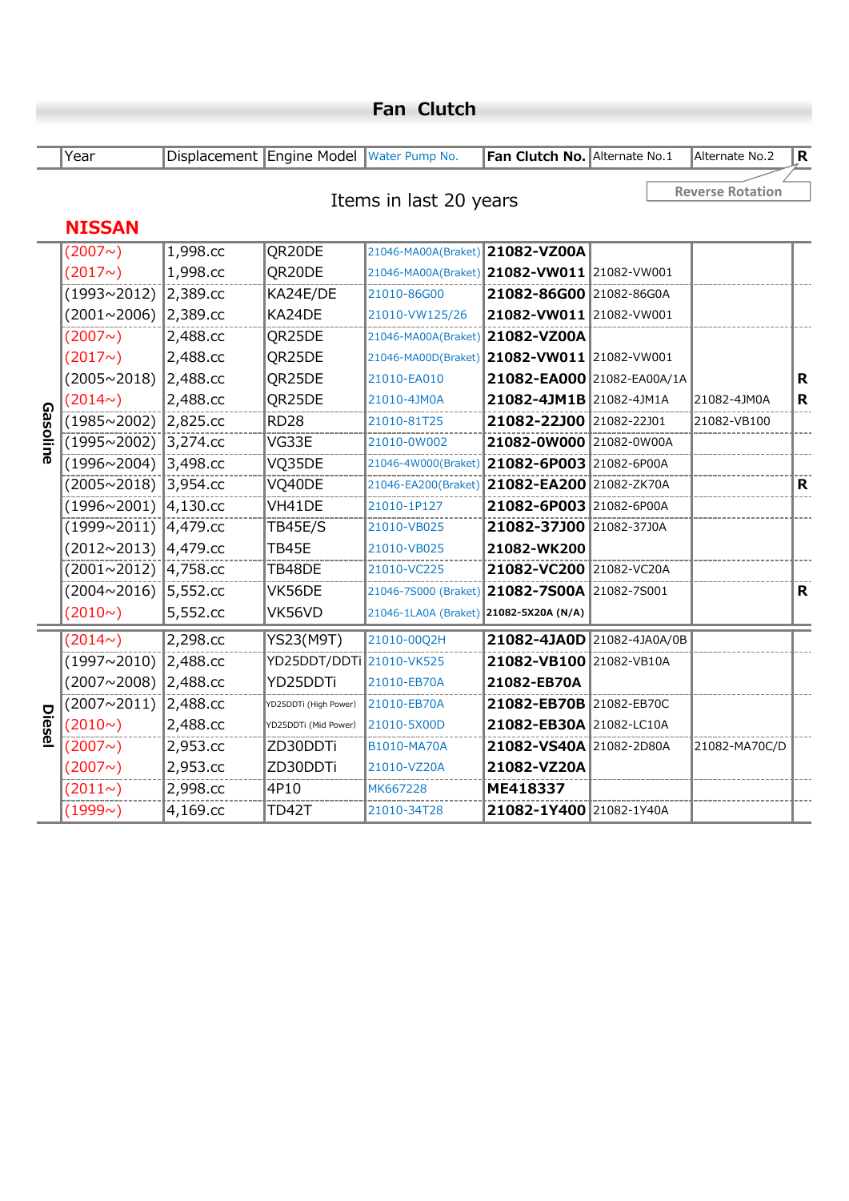# Fan Clutch

Items in last 20 years

R = Reverse Rotation

## NISSAN

| | Year | Displacement | Engine Model | Water Pump No. | Fan Clutch No. | Alternate No.1 | Alternate No.2 | R |
|---|---|---|---|---|---|---|---|---|
| Gasoline | (2007~) | 1,998.cc | QR20DE | 21046-MA00A(Braket) | **21082-VZ00A** | | | |
| | (2017~) | 1,998.cc | QR20DE | 21046-MA00A(Braket) | **21082-VW011** | 21082-VW001 | | |
| | (1993~2012) | 2,389.cc | KA24E/DE | 21010-86G00 | **21082-86G00** | 21082-86G0A | | |
| | (2001~2006) | 2,389.cc | KA24DE | 21010-VW125/26 | **21082-VW011** | 21082-VW001 | | |
| | (2007~) | 2,488.cc | QR25DE | 21046-MA00A(Braket) | **21082-VZ00A** | | | |
| | (2017~) | 2,488.cc | QR25DE | 21046-MA00D(Braket) | **21082-VW011** | 21082-VW001 | | |
| | (2005~2018) | 2,488.cc | QR25DE | 21010-EA010 | **21082-EA000** | 21082-EA00A/1A | | R |
| | (2014~) | 2,488.cc | QR25DE | 21010-4JM0A | **21082-4JM1B** | 21082-4JM1A | 21082-4JM0A | R |
| | (1985~2002) | 2,825.cc | RD28 | 21010-81T25 | **21082-22J00** | 21082-22J01 | 21082-VB100 | |
| | (1995~2002) | 3,274.cc | VG33E | 21010-0W002 | **21082-0W000** | 21082-0W00A | | |
| | (1996~2004) | 3,498.cc | VQ35DE | 21046-4W000(Braket) | **21082-6P003** | 21082-6P00A | | |
| | (2005~2018) | 3,954.cc | VQ40DE | 21046-EA200(Braket) | **21082-EA200** | 21082-ZK70A | | R |
| | (1996~2001) | 4,130.cc | VH41DE | 21010-1P127 | **21082-6P003** | 21082-6P00A | | |
| | (1999~2011) | 4,479.cc | TB45E/S | 21010-VB025 | **21082-37J00** | 21082-37J0A | | |
| | (2012~2013) | 4,479.cc | TB45E | 21010-VB025 | **21082-WK200** | | | |
| | (2001~2012) | 4,758.cc | TB48DE | 21010-VC225 | **21082-VC200** | 21082-VC20A | | |
| | (2004~2016) | 5,552.cc | VK56DE | 21046-7S000 (Braket) | **21082-7S00A** | 21082-7S001 | | R |
| | (2010~) | 5,552.cc | VK56VD | 21046-1LA0A (Braket) | **21082-5X20A (N/A)** | | | |
| Diesel | (2014~) | 2,298.cc | YS23(M9T) | 21010-00Q2H | **21082-4JA0D** | 21082-4JA0A/0B | | |
| | (1997~2010) | 2,488.cc | YD25DDT/DDTi | 21010-VK525 | **21082-VB100** | 21082-VB10A | | |
| | (2007~2008) | 2,488.cc | YD25DDTi | 21010-EB70A | **21082-EB70A** | | | |
| | (2007~2011) | 2,488.cc | YD25DDTi (High Power) | 21010-EB70A | **21082-EB70B** | 21082-EB70C | | |
| | (2010~) | 2,488.cc | YD25DDTi (Mid Power) | 21010-5X00D | **21082-EB30A** | 21082-LC10A | | |
| | (2007~) | 2,953.cc | ZD30DDTi | B1010-MA70A | **21082-VS40A** | 21082-2D80A | 21082-MA70C/D | |
| | (2007~) | 2,953.cc | ZD30DDTi | 21010-VZ20A | **21082-VZ20A** | | | |
| | (2011~) | 2,998.cc | 4P10 | MK667228 | **ME418337** | | | |
| | (1999~) | 4,169.cc | TD42T | 21010-34T28 | **21082-1Y400** | 21082-1Y40A | | |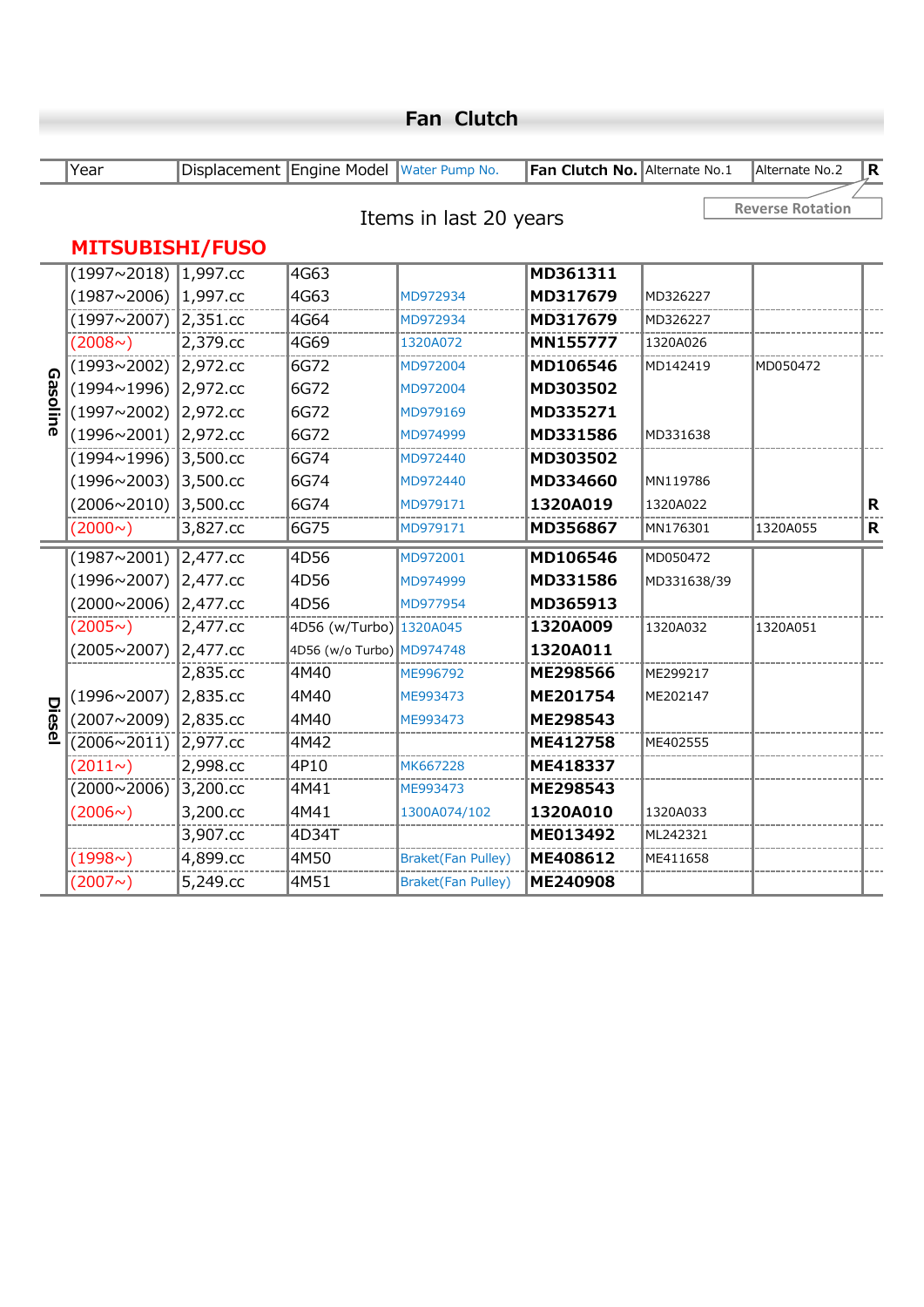# Fan Clutch

Items in last 20 years

## MITSUBISHI/FUSO

| | Year | Displacement | Engine Model | Water Pump No. | Fan Clutch No. | Alternate No.1 | Alternate No.2 | R |
|---|---|---|---|---|---|---|---|---|
| Gasoline | (1997~2018) | 1,997.cc | 4G63 | | **MD361311** | | | |
| | (1987~2006) | 1,997.cc | 4G63 | MD972934 | **MD317679** | MD326227 | | |
| | (1997~2007) | 2,351.cc | 4G64 | MD972934 | **MD317679** | MD326227 | | |
| | (2008~) | 2,379.cc | 4G69 | 1320A072 | **MN155777** | 1320A026 | | |
| | (1993~2002) | 2,972.cc | 6G72 | MD972004 | **MD106546** | MD142419 | MD050472 | |
| | (1994~1996) | 2,972.cc | 6G72 | MD972004 | **MD303502** | | | |
| | (1997~2002) | 2,972.cc | 6G72 | MD979169 | **MD335271** | | | |
| | (1996~2001) | 2,972.cc | 6G72 | MD974999 | **MD331586** | MD331638 | | |
| | (1994~1996) | 3,500.cc | 6G74 | MD972440 | **MD303502** | | | |
| | (1996~2003) | 3,500.cc | 6G74 | MD972440 | **MD334660** | MN119786 | | |
| | (2006~2010) | 3,500.cc | 6G74 | MD979171 | **1320A019** | 1320A022 | | R |
| | (2000~) | 3,827.cc | 6G75 | MD979171 | **MD356867** | MN176301 | 1320A055 | R |
| Diesel | (1987~2001) | 2,477.cc | 4D56 | MD972001 | **MD106546** | MD050472 | | |
| | (1996~2007) | 2,477.cc | 4D56 | MD974999 | **MD331586** | MD331638/39 | | |
| | (2000~2006) | 2,477.cc | 4D56 | MD977954 | **MD365913** | | | |
| | (2005~) | 2,477.cc | 4D56 (w/Turbo) | 1320A045 | **1320A009** | 1320A032 | 1320A051 | |
| | (2005~2007) | 2,477.cc | 4D56 (w/o Turbo) | MD974748 | **1320A011** | | | |
| | | 2,835.cc | 4M40 | ME996792 | **ME298566** | ME299217 | | |
| | (1996~2007) | 2,835.cc | 4M40 | ME993473 | **ME201754** | ME202147 | | |
| | (2007~2009) | 2,835.cc | 4M40 | ME993473 | **ME298543** | | | |
| | (2006~2011) | 2,977.cc | 4M42 | | **ME412758** | ME402555 | | |
| | (2011~) | 2,998.cc | 4P10 | MK667228 | **ME418337** | | | |
| | (2000~2006) | 3,200.cc | 4M41 | ME993473 | **ME298543** | | | |
| | (2006~) | 3,200.cc | 4M41 | 1300A074/102 | **1320A010** | 1320A033 | | |
| | | 3,907.cc | 4D34T | | **ME013492** | ML242321 | | |
| | (1998~) | 4,899.cc | 4M50 | Braket(Fan Pulley) | **ME408612** | ME411658 | | |
| | (2007~) | 5,249.cc | 4M51 | Braket(Fan Pulley) | **ME240908** | | | |

R: Reverse Rotation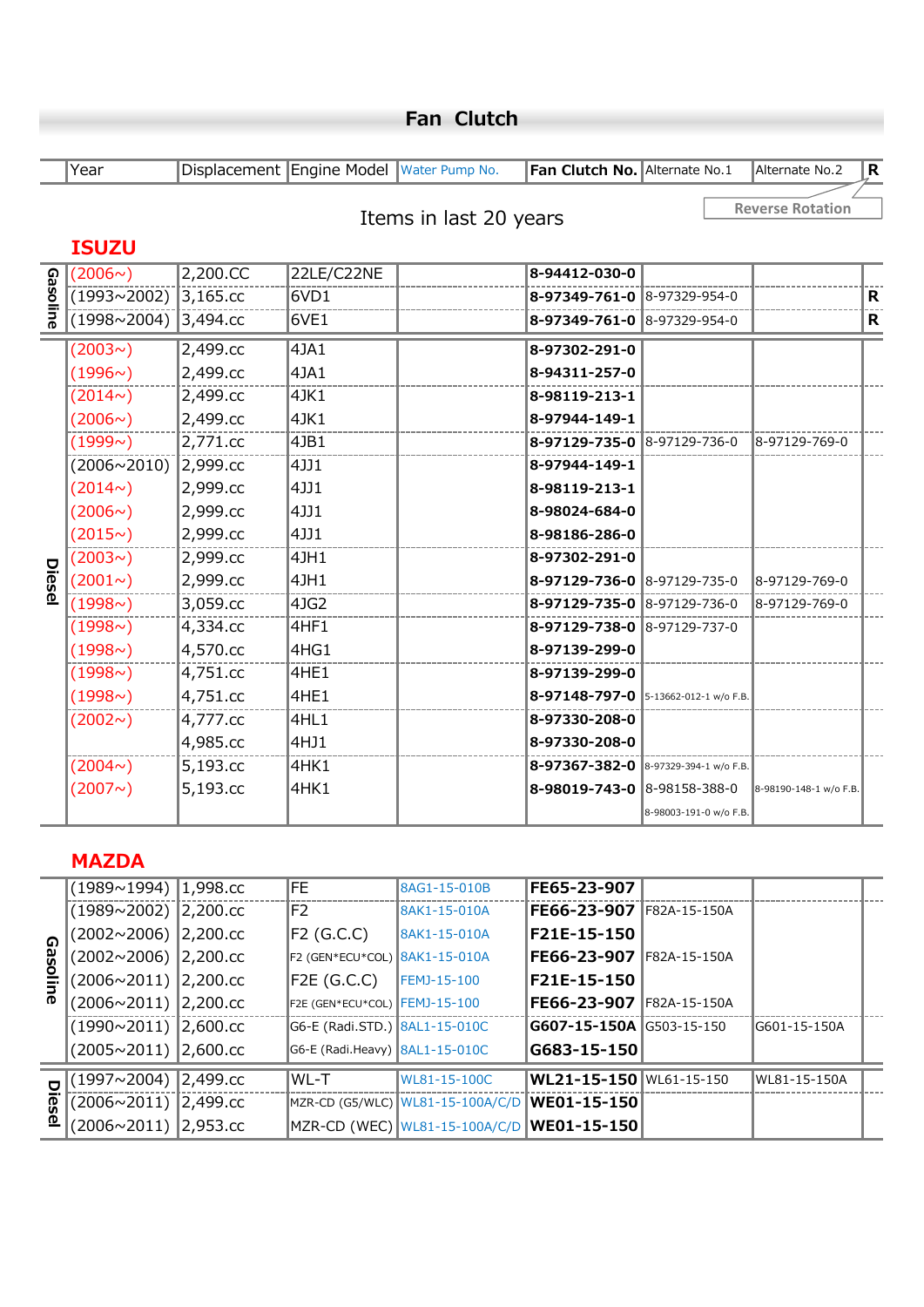# Fan Clutch

Items in last 20 years

Reverse Rotation

## ISUZU

| | Year | Displacement | Engine Model | Water Pump No. | Fan Clutch No. | Alternate No.1 | Alternate No.2 | R |
|---|---|---|---|---|---|---|---|---|
| Gasoline | (2006~) | 2,200.CC | 22LE/C22NE | | **8-94412-030-0** | | | |
| | (1993~2002) | 3,165.cc | 6VD1 | | **8-97349-761-0** | 8-97329-954-0 | | R |
| | (1998~2004) | 3,494.cc | 6VE1 | | **8-97349-761-0** | 8-97329-954-0 | | R |
| Diesel | (2003~) | 2,499.cc | 4JA1 | | **8-97302-291-0** | | | |
| | (1996~) | 2,499.cc | 4JA1 | | **8-94311-257-0** | | | |
| | (2014~) | 2,499.cc | 4JK1 | | **8-98119-213-1** | | | |
| | (2006~) | 2,499.cc | 4JK1 | | **8-97944-149-1** | | | |
| | (1999~) | 2,771.cc | 4JB1 | | **8-97129-735-0** | 8-97129-736-0 | 8-97129-769-0 | |
| | (2006~2010) | 2,999.cc | 4JJ1 | | **8-97944-149-1** | | | |
| | (2014~) | 2,999.cc | 4JJ1 | | **8-98119-213-1** | | | |
| | (2006~) | 2,999.cc | 4JJ1 | | **8-98024-684-0** | | | |
| | (2015~) | 2,999.cc | 4JJ1 | | **8-98186-286-0** | | | |
| | (2003~) | 2,999.cc | 4JH1 | | **8-97302-291-0** | | | |
| | (2001~) | 2,999.cc | 4JH1 | | **8-97129-736-0** | 8-97129-735-0 | 8-97129-769-0 | |
| | (1998~) | 3,059.cc | 4JG2 | | **8-97129-735-0** | 8-97129-736-0 | 8-97129-769-0 | |
| | (1998~) | 4,334.cc | 4HF1 | | **8-97129-738-0** | 8-97129-737-0 | | |
| | (1998~) | 4,570.cc | 4HG1 | | **8-97139-299-0** | | | |
| | (1998~) | 4,751.cc | 4HE1 | | **8-97139-299-0** | | | |
| | (1998~) | 4,751.cc | 4HE1 | | **8-97148-797-0** | 5-13662-012-1 w/o F.B. | | |
| | (2002~) | 4,777.cc | 4HL1 | | **8-97330-208-0** | | | |
| | | 4,985.cc | 4HJ1 | | **8-97330-208-0** | | | |
| | (2004~) | 5,193.cc | 4HK1 | | **8-97367-382-0** | 8-97329-394-1 w/o F.B. | | |
| | (2007~) | 5,193.cc | 4HK1 | | **8-98019-743-0** | 8-98158-388-0 | 8-98190-148-1 w/o F.B. | |
| | | | | | | 8-98003-191-0 w/o F.B. | | |

## MAZDA

| | Year | Displacement | Engine Model | Water Pump No. | Fan Clutch No. | Alternate No.1 | Alternate No.2 | R |
|---|---|---|---|---|---|---|---|---|
| Gasoline | (1989~1994) | 1,998.cc | FE | 8AG1-15-010B | **FE65-23-907** | | | |
| | (1989~2002) | 2,200.cc | F2 | 8AK1-15-010A | **FE66-23-907** | F82A-15-150A | | |
| | (2002~2006) | 2,200.cc | F2 (G.C.C) | 8AK1-15-010A | **F21E-15-150** | | | |
| | (2002~2006) | 2,200.cc | F2 (GEN*ECU*COL) | 8AK1-15-010A | **FE66-23-907** | F82A-15-150A | | |
| | (2006~2011) | 2,200.cc | F2E (G.C.C) | FEMJ-15-100 | **F21E-15-150** | | | |
| | (2006~2011) | 2,200.cc | F2E (GEN*ECU*COL) | FEMJ-15-100 | **FE66-23-907** | F82A-15-150A | | |
| | (1990~2011) | 2,600.cc | G6-E (Radi.STD.) | 8AL1-15-010C | **G607-15-150A** | G503-15-150 | G601-15-150A | |
| | (2005~2011) | 2,600.cc | G6-E (Radi.Heavy) | 8AL1-15-010C | **G683-15-150** | | | |
| Diesel | (1997~2004) | 2,499.cc | WL-T | WL81-15-100C | **WL21-15-150** | WL61-15-150 | WL81-15-150A | |
| | (2006~2011) | 2,499.cc | MZR-CD (G5/WLC) | WL81-15-100A/C/D | **WE01-15-150** | | | |
| | (2006~2011) | 2,953.cc | MZR-CD (WEC) | WL81-15-100A/C/D | **WE01-15-150** | | | |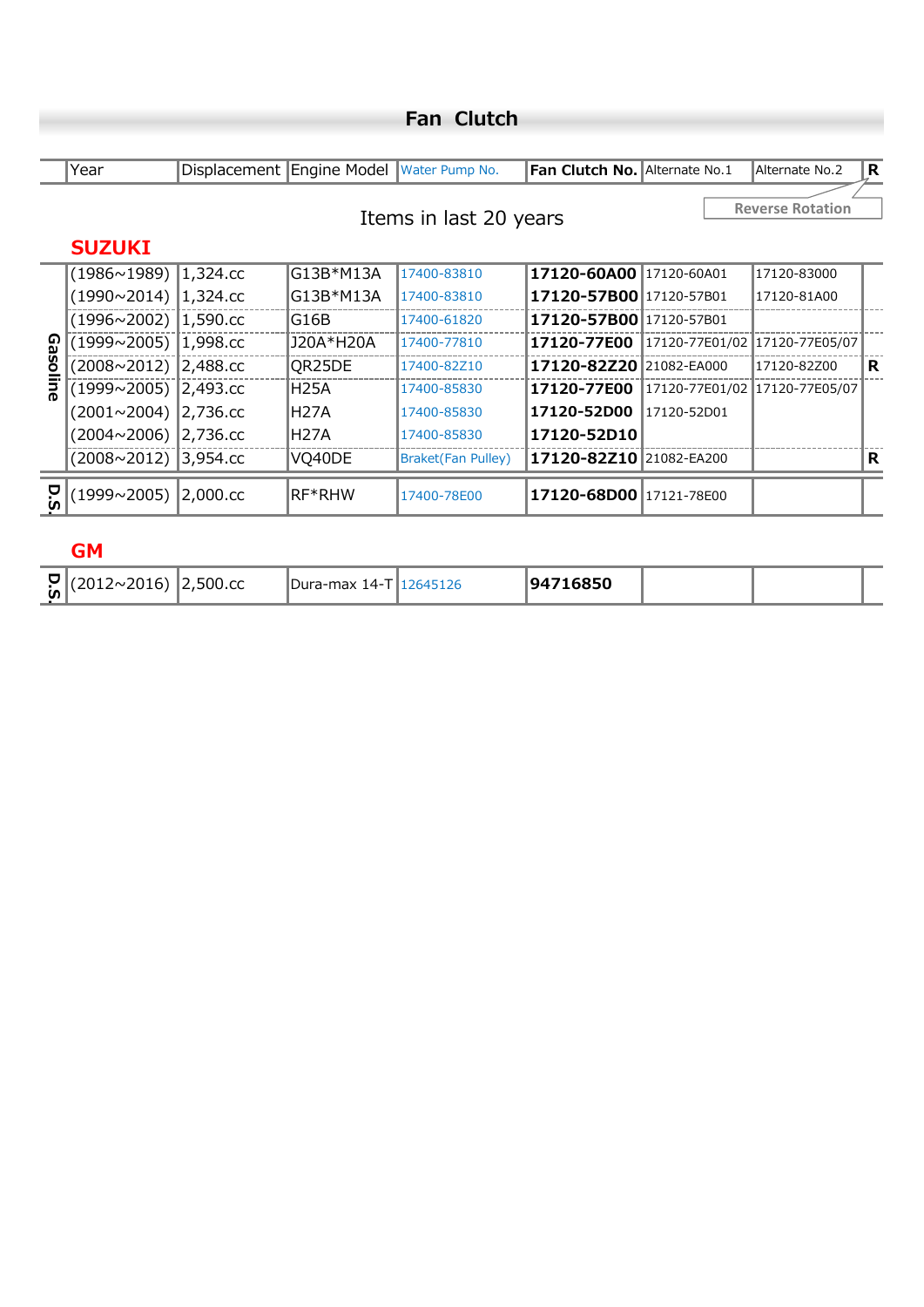# Fan Clutch

| | Year | Displacement | Engine Model | Water Pump No. | Fan Clutch No. | Alternate No.1 | Alternate No.2 | R |
|---|---|---|---|---|---|---|---|---|

Reverse Rotation

Items in last 20 years

## SUZUKI

| | Year | Displacement | Engine Model | Water Pump No. | Fan Clutch No. | Alternate No.1 | Alternate No.2 | R |
|---|---|---|---|---|---|---|---|---|
| Gasoline | (1986~1989) | 1,324.cc | G13B*M13A | 17400-83810 | **17120-60A00** | 17120-60A01 | 17120-83000 | |
| Gasoline | (1990~2014) | 1,324.cc | G13B*M13A | 17400-83810 | **17120-57B00** | 17120-57B01 | 17120-81A00 | |
| Gasoline | (1996~2002) | 1,590.cc | G16B | 17400-61820 | **17120-57B00** | 17120-57B01 | | |
| Gasoline | (1999~2005) | 1,998.cc | J20A*H20A | 17400-77810 | **17120-77E00** | 17120-77E01/02 | 17120-77E05/07 | |
| Gasoline | (2008~2012) | 2,488.cc | QR25DE | 17400-82Z10 | **17120-82Z20** | 21082-EA000 | 17120-82Z00 | R |
| Gasoline | (1999~2005) | 2,493.cc | H25A | 17400-85830 | **17120-77E00** | 17120-77E01/02 | 17120-77E05/07 | |
| Gasoline | (2001~2004) | 2,736.cc | H27A | 17400-85830 | **17120-52D00** | 17120-52D01 | | |
| Gasoline | (2004~2006) | 2,736.cc | H27A | 17400-85830 | **17120-52D10** | | | |
| Gasoline | (2008~2012) | 3,954.cc | VQ40DE | Braket(Fan Pulley) | **17120-82Z10** | 21082-EA200 | | R |
| D.S. | (1999~2005) | 2,000.cc | RF*RHW | 17400-78E00 | **17120-68D00** | 17121-78E00 | | |

## GM

| | Year | Displacement | Engine Model | Water Pump No. | Fan Clutch No. | Alternate No.1 | Alternate No.2 | R |
|---|---|---|---|---|---|---|---|---|
| D.S. | (2012~2016) | 2,500.cc | Dura-max 14-T | 12645126 | **94716850** | | | |